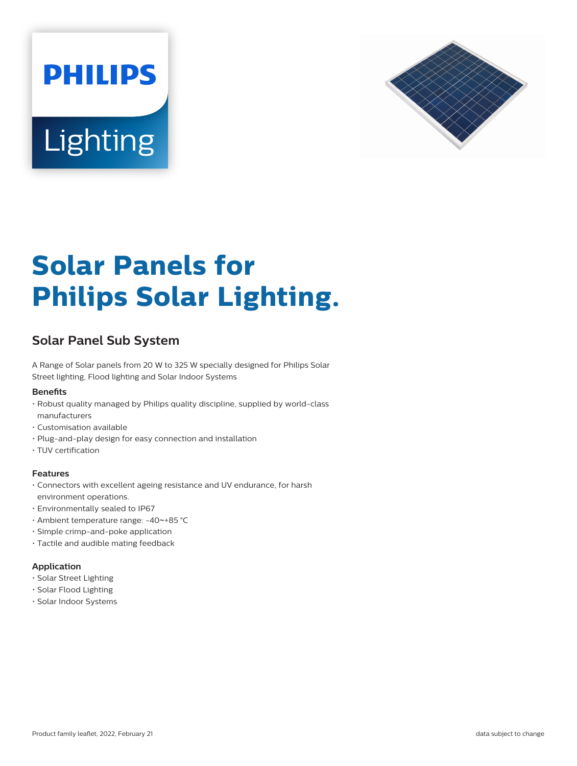PHILIPS

Lighting

# Solar Panels for Philips Solar Lighting.

## Solar Panel Sub System

A Range of Solar panels from 20 W to 325 W specially designed for Philips Solar Street lighting, Flood lighting and Solar Indoor Systems

### Benefits

- Robust quality managed by Philips quality discipline, supplied by world-class manufacturers
- Customisation available
- Plug-and-play design for easy connection and installation
- TUV certification

### Features

- Connectors with excellent ageing resistance and UV endurance, for harsh environment operations.
- Environmentally sealed to IP67
- Ambient temperature range: -40~+85 °C
- Simple crimp-and-poke application
- Tactile and audible mating feedback

### Application

- Solar Street Lighting
- Solar Flood Lighting
- Solar Indoor Systems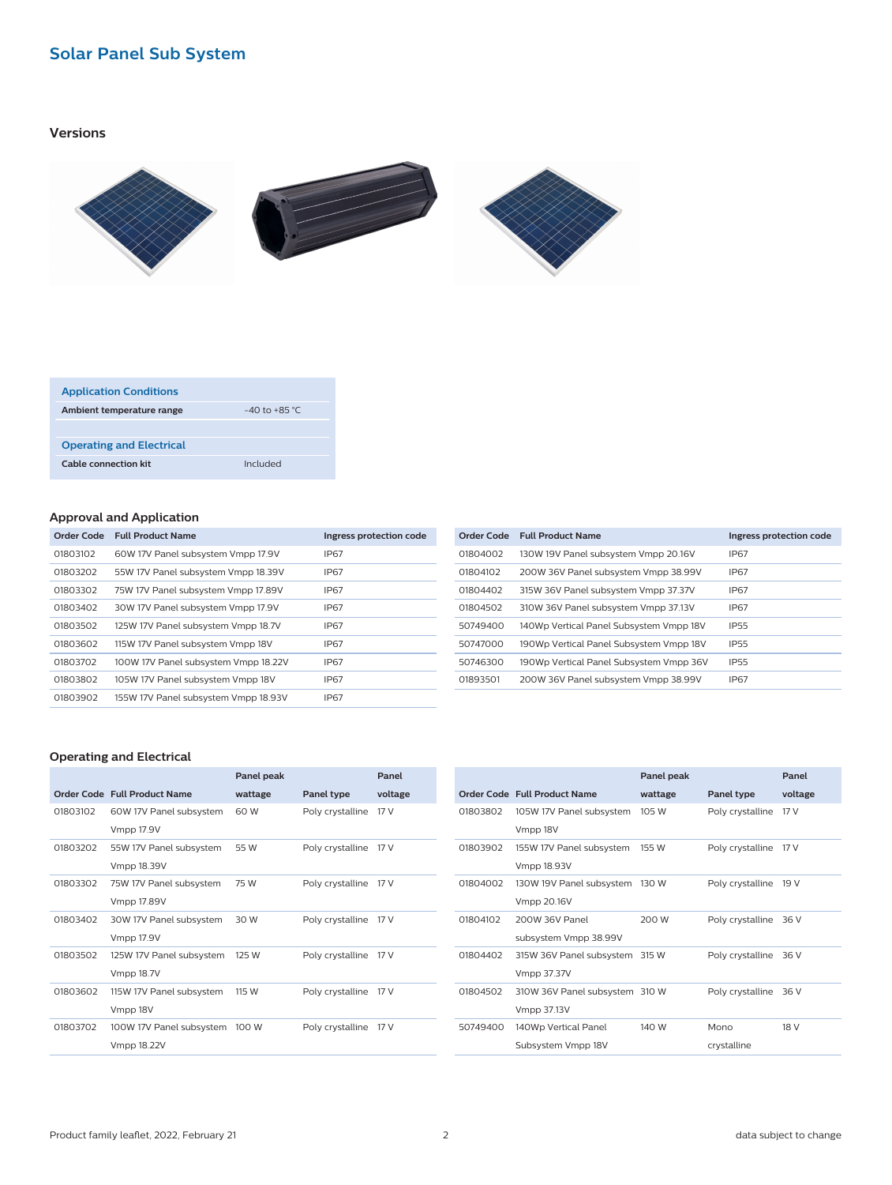# Solar Panel Sub System

## Versions

| Application Conditions | |
|---|---|
| **Ambient temperature range** | -40 to +85 °C |

| Operating and Electrical | |
|---|---|
| **Cable connection kit** | Included |

## Approval and Application

| Order Code | Full Product Name | Ingress protection code |
|---|---|---|
| 01803102 | 60W 17V Panel subsystem Vmpp 17.9V | IP67 |
| 01803202 | 55W 17V Panel subsystem Vmpp 18.39V | IP67 |
| 01803302 | 75W 17V Panel subsystem Vmpp 17.89V | IP67 |
| 01803402 | 30W 17V Panel subsystem Vmpp 17.9V | IP67 |
| 01803502 | 125W 17V Panel subsystem Vmpp 18.7V | IP67 |
| 01803602 | 115W 17V Panel subsystem Vmpp 18V | IP67 |
| 01803702 | 100W 17V Panel subsystem Vmpp 18.22V | IP67 |
| 01803802 | 105W 17V Panel subsystem Vmpp 18V | IP67 |
| 01803902 | 155W 17V Panel subsystem Vmpp 18.93V | IP67 |
| 01804002 | 130W 19V Panel subsystem Vmpp 20.16V | IP67 |
| 01804102 | 200W 36V Panel subsystem Vmpp 38.99V | IP67 |
| 01804402 | 315W 36V Panel subsystem Vmpp 37.37V | IP67 |
| 01804502 | 310W 36V Panel subsystem Vmpp 37.13V | IP67 |
| 50749400 | 140Wp Vertical Panel Subsystem Vmpp 18V | IP55 |
| 50747000 | 190Wp Vertical Panel Subsystem Vmpp 18V | IP55 |
| 50746300 | 190Wp Vertical Panel Subsystem Vmpp 36V | IP55 |
| 01893501 | 200W 36V Panel subsystem Vmpp 38.99V | IP67 |

## Operating and Electrical

| Order Code | Full Product Name | Panel peak wattage | Panel type | Panel voltage |
|---|---|---|---|---|
| 01803102 | 60W 17V Panel subsystem Vmpp 17.9V | 60 W | Poly crystalline | 17 V |
| 01803202 | 55W 17V Panel subsystem Vmpp 18.39V | 55 W | Poly crystalline | 17 V |
| 01803302 | 75W 17V Panel subsystem Vmpp 17.89V | 75 W | Poly crystalline | 17 V |
| 01803402 | 30W 17V Panel subsystem Vmpp 17.9V | 30 W | Poly crystalline | 17 V |
| 01803502 | 125W 17V Panel subsystem Vmpp 18.7V | 125 W | Poly crystalline | 17 V |
| 01803602 | 115W 17V Panel subsystem Vmpp 18V | 115 W | Poly crystalline | 17 V |
| 01803702 | 100W 17V Panel subsystem Vmpp 18.22V | 100 W | Poly crystalline | 17 V |
| 01803802 | 105W 17V Panel subsystem Vmpp 18V | 105 W | Poly crystalline | 17 V |
| 01803902 | 155W 17V Panel subsystem Vmpp 18.93V | 155 W | Poly crystalline | 17 V |
| 01804002 | 130W 19V Panel subsystem Vmpp 20.16V | 130 W | Poly crystalline | 19 V |
| 01804102 | 200W 36V Panel subsystem Vmpp 38.99V | 200 W | Poly crystalline | 36 V |
| 01804402 | 315W 36V Panel subsystem Vmpp 37.37V | 315 W | Poly crystalline | 36 V |
| 01804502 | 310W 36V Panel subsystem Vmpp 37.13V | 310 W | Poly crystalline | 36 V |
| 50749400 | 140Wp Vertical Panel Subsystem Vmpp 18V | 140 W | Mono crystalline | 18 V |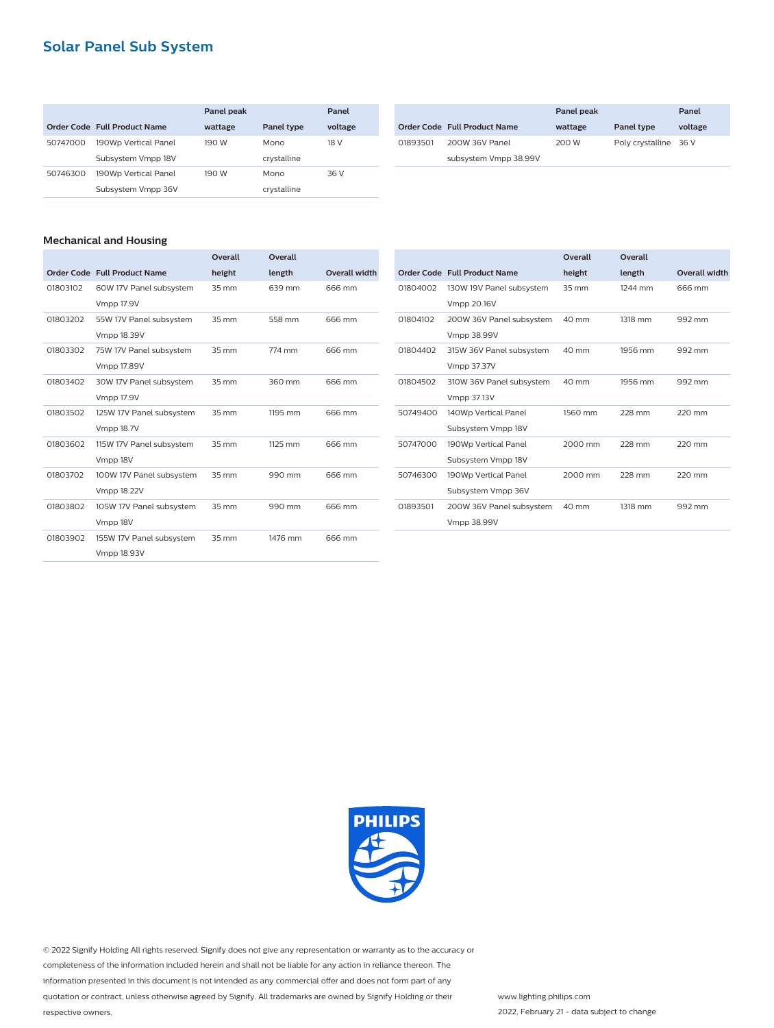## Solar Panel Sub System

| Order Code | Full Product Name | Panel peak wattage | Panel type | Panel voltage |
|---|---|---|---|---|
| 50747000 | 190Wp Vertical Panel Subsystem Vmpp 18V | 190 W | Mono crystalline | 18 V |
| 50746300 | 190Wp Vertical Panel Subsystem Vmpp 36V | 190 W | Mono crystalline | 36 V |
| 01893501 | 200W 36V Panel subsystem Vmpp 38.99V | 200 W | Poly crystalline | 36 V |

### Mechanical and Housing

| Order Code | Full Product Name | Overall height | Overall length | Overall width |
|---|---|---|---|---|
| 01803102 | 60W 17V Panel subsystem Vmpp 17.9V | 35 mm | 639 mm | 666 mm |
| 01803202 | 55W 17V Panel subsystem Vmpp 18.39V | 35 mm | 558 mm | 666 mm |
| 01803302 | 75W 17V Panel subsystem Vmpp 17.89V | 35 mm | 774 mm | 666 mm |
| 01803402 | 30W 17V Panel subsystem Vmpp 17.9V | 35 mm | 360 mm | 666 mm |
| 01803502 | 125W 17V Panel subsystem Vmpp 18.7V | 35 mm | 1195 mm | 666 mm |
| 01803602 | 115W 17V Panel subsystem Vmpp 18V | 35 mm | 1125 mm | 666 mm |
| 01803702 | 100W 17V Panel subsystem Vmpp 18.22V | 35 mm | 990 mm | 666 mm |
| 01803802 | 105W 17V Panel subsystem Vmpp 18V | 35 mm | 990 mm | 666 mm |
| 01803902 | 155W 17V Panel subsystem Vmpp 18.93V | 35 mm | 1476 mm | 666 mm |
| 01804002 | 130W 19V Panel subsystem Vmpp 20.16V | 35 mm | 1244 mm | 666 mm |
| 01804102 | 200W 36V Panel subsystem Vmpp 38.99V | 40 mm | 1318 mm | 992 mm |
| 01804402 | 315W 36V Panel subsystem Vmpp 37.37V | 40 mm | 1956 mm | 992 mm |
| 01804502 | 310W 36V Panel subsystem Vmpp 37.13V | 40 mm | 1956 mm | 992 mm |
| 50749400 | 140Wp Vertical Panel Subsystem Vmpp 18V | 1560 mm | 228 mm | 220 mm |
| 50747000 | 190Wp Vertical Panel Subsystem Vmpp 18V | 2000 mm | 228 mm | 220 mm |
| 50746300 | 190Wp Vertical Panel Subsystem Vmpp 36V | 2000 mm | 228 mm | 220 mm |
| 01893501 | 200W 36V Panel subsystem Vmpp 38.99V | 40 mm | 1318 mm | 992 mm |

© 2022 Signify Holding All rights reserved. Signify does not give any representation or warranty as to the accuracy or completeness of the information included herein and shall not be liable for any action in reliance thereon. The information presented in this document is not intended as any commercial offer and does not form part of any quotation or contract, unless otherwise agreed by Signify. All trademarks are owned by Signify Holding or their respective owners.

www.lighting.philips.com

2022, February 21 - data subject to change